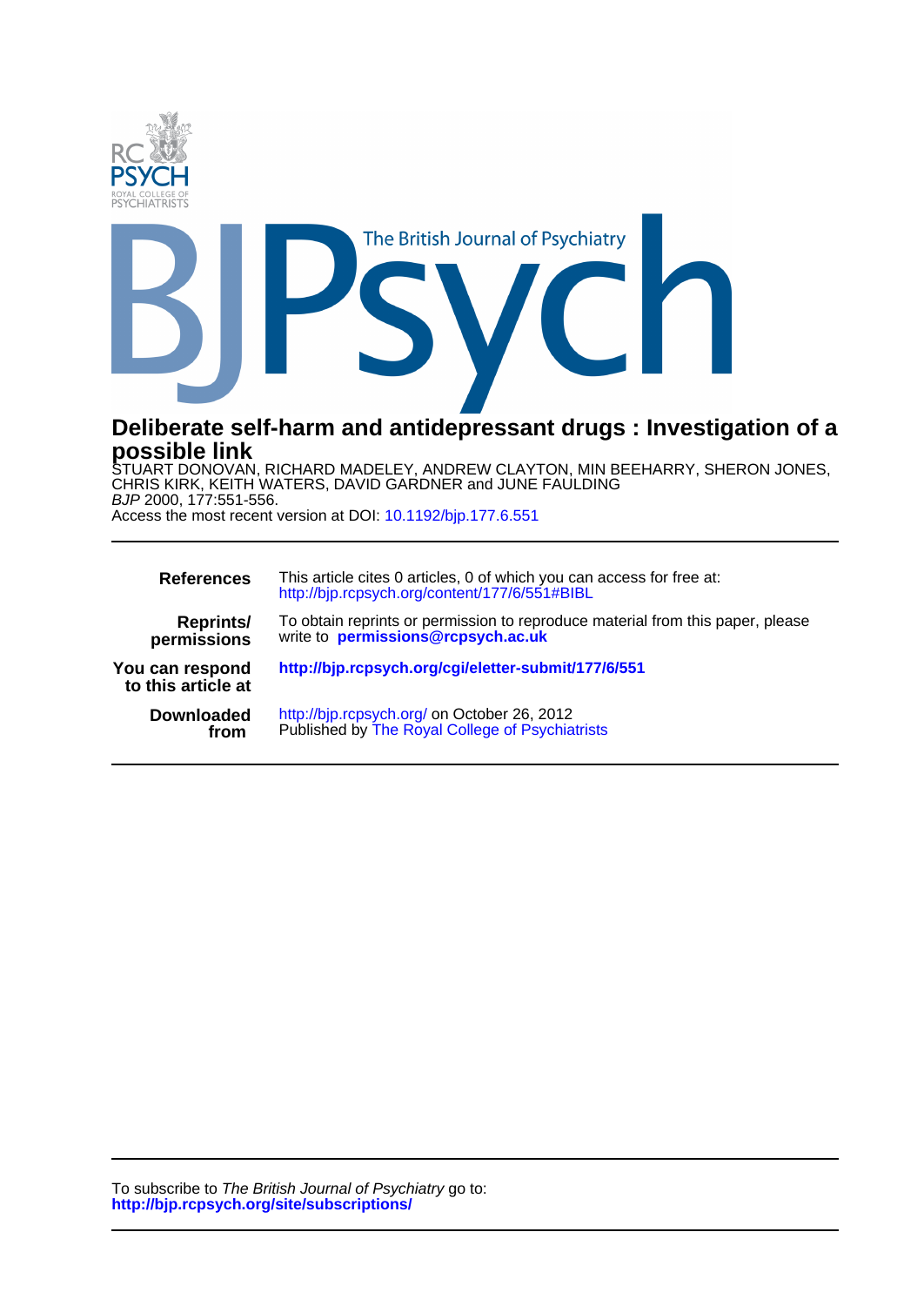# Deliberate self-harm and antidepressant drugs : Investigation of a possible link

STUART DONOVAN, RICHARD MADELEY, ANDREW CLAYTON, MIN BEEHARRY, SHERON JONES, CHRIS KIRK, KEITH WATERS, DAVID GARDNER and JUNE FAULDING

*BJP* 2000, 177:551-556.

Access the most recent version at DOI: 10.1192/bjp.177.6.551

| | |
|---|---|
| **References** | This article cites 0 articles, 0 of which you can access for free at: http://bjp.rcpsych.org/content/177/6/551#BIBL |
| **Reprints/ permissions** | To obtain reprints or permission to reproduce material from this paper, please write to **permissions@rcpsych.ac.uk** |
| **You can respond to this article at** | **http://bjp.rcpsych.org/cgi/eletter-submit/177/6/551** |
| **Downloaded from** | http://bjp.rcpsych.org/ on October 26, 2012 Published by The Royal College of Psychiatrists |

To subscribe to *The British Journal of Psychiatry* go to:
**http://bjp.rcpsych.org/site/subscriptions/**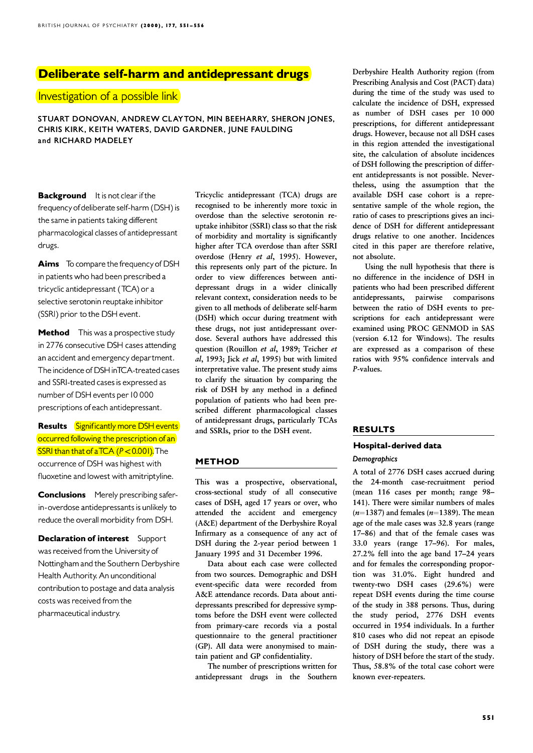# Deliberate self-harm and antidepressant drugs

## Investigation of a possible link

STUART DONOVAN, ANDREW CLAYTON, MIN BEEHARRY, SHERON JONES, CHRIS KIRK, KEITH WATERS, DAVID GARDNER, JUNE FAULDING and RICHARD MADELEY

**Background** It is not clear if the frequency of deliberate self-harm (DSH) is the same in patients taking different pharmacological classes of antidepressant drugs.

**Aims** To compare the frequency of DSH in patients who had been prescribed a tricyclic antidepressant (TCA) or a selective serotonin reuptake inhibitor (SSRI) prior to the DSH event.

**Method** This was a prospective study in 2776 consecutive DSH cases attending an accident and emergency department. The incidence of DSH in TCA-treated cases and SSRI-treated cases is expressed as number of DSH events per 10 000 prescriptions of each antidepressant.

**Results** Significantly more DSH events occurred following the prescription of an SSRI than that of a TCA ($P<0.001$). The occurrence of DSH was highest with fluoxetine and lowest with amitriptyline.

**Conclusions** Merely prescribing safer-in-overdose antidepressants is unlikely to reduce the overall morbidity from DSH.

**Declaration of interest** Support was received from the University of Nottingham and the Southern Derbyshire Health Authority. An unconditional contribution to postage and data analysis costs was received from the pharmaceutical industry.

Tricyclic antidepressant (TCA) drugs are recognised to be inherently more toxic in overdose than the selective serotonin reuptake inhibitor (SSRI) class so that the risk of morbidity and mortality is significantly higher after TCA overdose than after SSRI overdose (Henry *et al*, 1995). However, this represents only part of the picture. In order to view differences between antidepressant drugs in a wider clinically relevant context, consideration needs to be given to all methods of deliberate self-harm (DSH) which occur during treatment with these drugs, not just antidepressant overdose. Several authors have addressed this question (Rouillon *et al*, 1989; Teicher *et al*, 1993; Jick *et al*, 1995) but with limited interpretative value. The present study aims to clarify the situation by comparing the risk of DSH by any method in a defined population of patients who had been prescribed different pharmacological classes of antidepressant drugs, particularly TCAs and SSRIs, prior to the DSH event.

## METHOD

This was a prospective, observational, cross-sectional study of all consecutive cases of DSH, aged 17 years or over, who attended the accident and emergency (A&E) department of the Derbyshire Royal Infirmary as a consequence of any act of DSH during the 2-year period between 1 January 1995 and 31 December 1996.

Data about each case were collected from two sources. Demographic and DSH event-specific data were recorded from A&E attendance records. Data about antidepressants prescribed for depressive symptoms before the DSH event were collected from primary-care records via a postal questionnaire to the general practitioner (GP). All data were anonymised to maintain patient and GP confidentiality.

The number of prescriptions written for antidepressant drugs in the Southern Derbyshire Health Authority region (from Prescribing Analysis and Cost (PACT) data) during the time of the study was used to calculate the incidence of DSH, expressed as number of DSH cases per 10 000 prescriptions, for different antidepressant drugs. However, because not all DSH cases in this region attended the investigational site, the calculation of absolute incidences of DSH following the prescription of different antidepressants is not possible. Nevertheless, using the assumption that the available DSH case cohort is a representative sample of the whole region, the ratio of cases to prescriptions gives an incidence of DSH for different antidepressant drugs relative to one another. Incidences cited in this paper are therefore relative, not absolute.

Using the null hypothesis that there is no difference in the incidence of DSH in patients who had been prescribed different antidepressants, pairwise comparisons between the ratio of DSH events to prescriptions for each antidepressant were examined using PROC GENMOD in SAS (version 6.12 for Windows). The results are expressed as a comparison of these ratios with 95% confidence intervals and *P*-values.

## RESULTS

### Hospital-derived data

#### *Demographics*

A total of 2776 DSH cases accrued during the 24-month case-recruitment period (mean 116 cases per month; range 98–141). There were similar numbers of males ($n$=1387) and females ($n$=1389). The mean age of the male cases was 32.8 years (range 17–86) and that of the female cases was 33.0 years (range 17–96). For males, 27.2% fell into the age band 17–24 years and for females the corresponding proportion was 31.0%. Eight hundred and twenty-two DSH cases (29.6%) were repeat DSH events during the time course of the study in 388 persons. Thus, during the study period, 2776 DSH events occurred in 1954 individuals. In a further 810 cases who did not repeat an episode of DSH during the study, there was a history of DSH before the start of the study. Thus, 58.8% of the total case cohort were known ever-repeaters.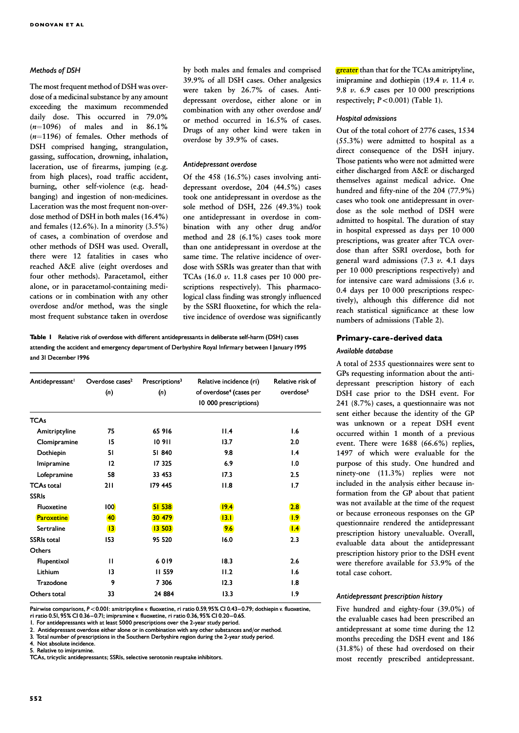### Methods of DSH

The most frequent method of DSH was overdose of a medicinal substance by any amount exceeding the maximum recommended daily dose. This occurred in 79.0% ($n$=1096) of males and in 86.1% ($n$=1196) of females. Other methods of DSH comprised hanging, strangulation, gassing, suffocation, drowning, inhalation, laceration, use of firearms, jumping (e.g. from high places), road traffic accident, burning, other self-violence (e.g. headbanging) and ingestion of non-medicines. Laceration was the most frequent non-overdose method of DSH in both males (16.4%) and females (12.6%). In a minority (3.5%) of cases, a combination of overdose and other methods of DSH was used. Overall, there were 12 fatalities in cases who reached A&E alive (eight overdoses and four other methods). Paracetamol, either alone, or in paracetamol-containing medications or in combination with any other overdose and/or method, was the single most frequent substance taken in overdose by both males and females and comprised 39.9% of all DSH cases. Other analgesics were taken by 26.7% of cases. Antidepressant overdose, either alone or in combination with any other overdose and/or method occurred in 16.5% of cases. Drugs of any other kind were taken in overdose by 39.9% of cases.

### Antidepressant overdose

Of the 458 (16.5%) cases involving antidepressant overdose, 204 (44.5%) cases took one antidepressant in overdose as the sole method of DSH, 226 (49.3%) took one antidepressant in overdose in combination with any other drug and/or method and 28 (6.1%) cases took more than one antidepressant in overdose at the same time. The relative incidence of overdose with SSRIs was greater than that with TCAs (16.0 *v.* 11.8 cases per 10 000 prescriptions respectively). This pharmacological class finding was strongly influenced by the SSRI fluoxetine, for which the relative incidence of overdose was significantly greater than that for the TCAs amitriptyline, imipramine and dothiepin (19.4 *v.* 11.4 *v.* 9.8 *v.* 6.9 cases per 10 000 prescriptions respectively; $P<0.001$) (Table 1).

**Table 1** Relative risk of overdose with different antidepressants in deliberate self-harm (DSH) cases attending the accident and emergency department of Derbyshire Royal Infirmary between 1 January 1995 and 31 December 1996

| Antidepressant[1] | Overdose cases[2] (n) | Prescriptions[3] (n) | Relative incidence (ri) of overdose[4] (cases per 10 000 prescriptions) | Relative risk of overdose[5] |
|---|---|---|---|---|
| **TCAs** | | | | |
| Amitriptyline | 75 | 65 916 | 11.4 | 1.6 |
| Clomipramine | 15 | 10 911 | 13.7 | 2.0 |
| Dothiepin | 51 | 51 840 | 9.8 | 1.4 |
| Imipramine | 12 | 17 325 | 6.9 | 1.0 |
| Lofepramine | 58 | 33 453 | 17.3 | 2.5 |
| TCAs total | 211 | 179 445 | 11.8 | 1.7 |
| **SSRIs** | | | | |
| Fluoxetine | 100 | 51 538 | 19.4 | 2.8 |
| Paroxetine | 40 | 30 479 | 13.1 | 1.9 |
| Sertraline | 13 | 13 503 | 9.6 | 1.4 |
| SSRIs total | 153 | 95 520 | 16.0 | 2.3 |
| **Others** | | | | |
| Flupentixol | 11 | 6 019 | 18.3 | 2.6 |
| Lithium | 13 | 11 559 | 11.2 | 1.6 |
| Trazodone | 9 | 7 306 | 12.3 | 1.8 |
| Others total | 33 | 24 884 | 13.3 | 1.9 |

Pairwise comparisons, $P<0.001$: amitriptyline *v.* fluoxetine, ri ratio 0.59, 95% CI 0.43–0.79; dothiepin *v.* fluoxetine, ri ratio 0.51, 95% CI 0.36–0.71; imipramine *v.* fluoxetine, ri ratio 0.36, 95% CI 0.20–0.65.
1. For antidepressants with at least 5000 prescriptions over the 2-year study period.
2. Antidepressant overdose either alone or in combination with any other substances and/or method.
3. Total number of prescriptions in the Southern Derbyshire region during the 2-year study period.
4. Not absolute incidence.
5. Relative to imipramine.
TCAs, tricyclic antidepressants; SSRIs, selective serotonin reuptake inhibitors.

### Hospital admissions

Out of the total cohort of 2776 cases, 1534 (55.3%) were admitted to hospital as a direct consequence of the DSH injury. Those patients who were not admitted were either discharged from A&E or discharged themselves against medical advice. One hundred and fifty-nine of the 204 (77.9%) cases who took one antidepressant in overdose as the sole method of DSH were admitted to hospital. The duration of stay in hospital expressed as days per 10 000 prescriptions, was greater after TCA overdose than after SSRI overdose, both for general ward admissions (7.3 *v.* 4.1 days per 10 000 prescriptions respectively) and for intensive care ward admissions (3.6 *v.* 0.4 days per 10 000 prescriptions respectively), although this difference did not reach statistical significance at these low numbers of admissions (Table 2).

## Primary-care-derived data

### Available database

A total of 2535 questionnaires were sent to GPs requesting information about the antidepressant prescription history of each DSH case prior to the DSH event. For 241 (8.7%) cases, a questionnaire was not sent either because the identity of the GP was unknown or a repeat DSH event occurred within 1 month of a previous event. There were 1688 (66.6%) replies, 1497 of which were evaluable for the purpose of this study. One hundred and ninety-one (11.3%) replies were not included in the analysis either because information from the GP about that patient was not available at the time of the request or because erroneous responses on the GP questionnaire rendered the antidepressant prescription history unevaluable. Overall, evaluable data about the antidepressant prescription history prior to the DSH event were therefore available for 53.9% of the total case cohort.

### Antidepressant prescription history

Five hundred and eighty-four (39.0%) of the evaluable cases had been prescribed an antidepressant at some time during the 12 months preceding the DSH event and 186 (31.8%) of these had overdosed on their most recently prescribed antidepressant.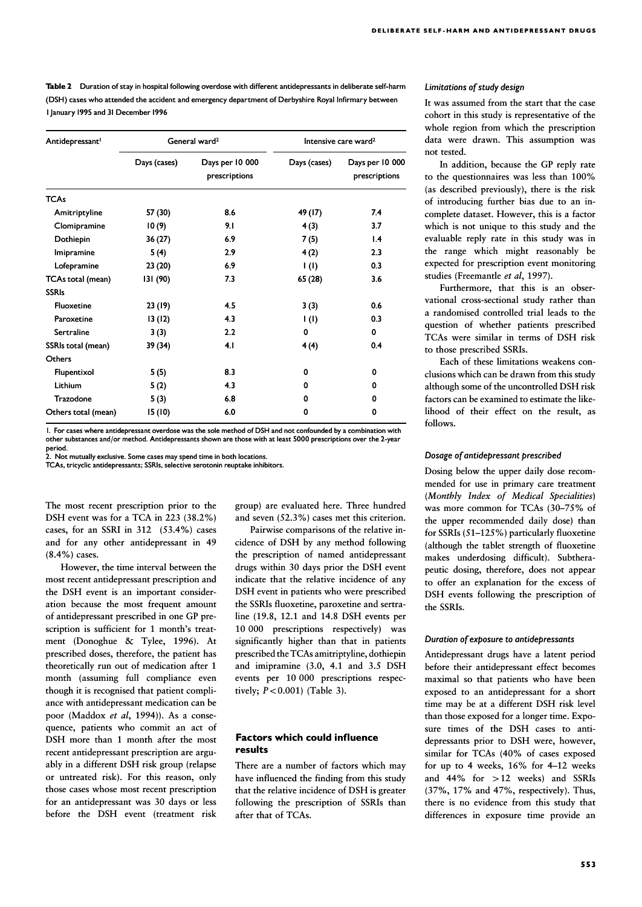**Table 2** Duration of stay in hospital following overdose with different antidepressants in deliberate self-harm (DSH) cases who attended the accident and emergency department of Derbyshire Royal Infirmary between 1 January 1995 and 31 December 1996

| Antidepressant[1] | General ward[2] | | Intensive care ward[2] | |
|---|---|---|---|---|
| | Days (cases) | Days per 10 000 prescriptions | Days (cases) | Days per 10 000 prescriptions |
| **TCAs** | | | | |
| Amitriptyline | 57 (30) | 8.6 | 49 (17) | 7.4 |
| Clomipramine | 10 (9) | 9.1 | 4 (3) | 3.7 |
| Dothiepin | 36 (27) | 6.9 | 7 (5) | 1.4 |
| Imipramine | 5 (4) | 2.9 | 4 (2) | 2.3 |
| Lofepramine | 23 (20) | 6.9 | 1 (1) | 0.3 |
| TCAs total (mean) | 131 (90) | 7.3 | 65 (28) | 3.6 |
| **SSRIs** | | | | |
| Fluoxetine | 23 (19) | 4.5 | 3 (3) | 0.6 |
| Paroxetine | 13 (12) | 4.3 | 1 (1) | 0.3 |
| Sertraline | 3 (3) | 2.2 | 0 | 0 |
| SSRIs total (mean) | 39 (34) | 4.1 | 4 (4) | 0.4 |
| **Others** | | | | |
| Flupentixol | 5 (5) | 8.3 | 0 | 0 |
| Lithium | 5 (2) | 4.3 | 0 | 0 |
| Trazodone | 5 (3) | 6.8 | 0 | 0 |
| Others total (mean) | 15 (10) | 6.0 | 0 | 0 |

1. For cases where antidepressant overdose was the sole method of DSH and not confounded by a combination with other substances and/or method. Antidepressants shown are those with at least 5000 prescriptions over the 2-year period.
2. Not mutually exclusive. Some cases may spend time in both locations.
TCAs, tricyclic antidepressants; SSRIs, selective serotonin reuptake inhibitors.

The most recent prescription prior to the DSH event was for a TCA in 223 (38.2%) cases, for an SSRI in 312 (53.4%) cases and for any other antidepressant in 49 (8.4%) cases.

However, the time interval between the most recent antidepressant prescription and the DSH event is an important consideration because the most frequent amount of antidepressant prescribed in one GP prescription is sufficient for 1 month's treatment (Donoghue & Tylee, 1996). At prescribed doses, therefore, the patient has theoretically run out of medication after 1 month (assuming full compliance even though it is recognised that patient compliance with antidepressant medication can be poor (Maddox *et al*, 1994)). As a consequence, patients who commit an act of DSH more than 1 month after the most recent antidepressant prescription are arguably in a different DSH risk group (relapse or untreated risk). For this reason, only those cases whose most recent prescription for an antidepressant was 30 days or less before the DSH event (treatment risk group) are evaluated here. Three hundred and seven (52.3%) cases met this criterion.

Pairwise comparisons of the relative incidence of DSH by any method following the prescription of named antidepressant drugs within 30 days prior the DSH event indicate that the relative incidence of any DSH event in patients who were prescribed the SSRIs fluoxetine, paroxetine and sertraline (19.8, 12.1 and 14.8 DSH events per 10 000 prescriptions respectively) was significantly higher than that in patients prescribed the TCAs amitriptyline, dothiepin and imipramine (3.0, 4.1 and 3.5 DSH events per 10 000 prescriptions respectively; $P<0.001$) (Table 3).

## Factors which could influence results

There are a number of factors which may have influenced the finding from this study that the relative incidence of DSH is greater following the prescription of SSRIs than after that of TCAs.

### *Limitations of study design*

It was assumed from the start that the case cohort in this study is representative of the whole region from which the prescription data were drawn. This assumption was not tested.

In addition, because the GP reply rate to the questionnaires was less than 100% (as described previously), there is the risk of introducing further bias due to an incomplete dataset. However, this is a factor which is not unique to this study and the evaluable reply rate in this study was in the range which might reasonably be expected for prescription event monitoring studies (Freemantle *et al*, 1997).

Furthermore, that this is an observational cross-sectional study rather than a randomised controlled trial leads to the question of whether patients prescribed TCAs were similar in terms of DSH risk to those prescribed SSRIs.

Each of these limitations weakens conclusions which can be drawn from this study although some of the uncontrolled DSH risk factors can be examined to estimate the likelihood of their effect on the result, as follows.

### *Dosage of antidepressant prescribed*

Dosing below the upper daily dose recommended for use in primary care treatment (*Monthly Index of Medical Specialities*) was more common for TCAs (30–75% of the upper recommended daily dose) than for SSRIs (51–125%) particularly fluoxetine (although the tablet strength of fluoxetine makes underdosing difficult). Subtherapeutic dosing, therefore, does not appear to offer an explanation for the excess of DSH events following the prescription of the SSRIs.

### *Duration of exposure to antidepressants*

Antidepressant drugs have a latent period before their antidepressant effect becomes maximal so that patients who have been exposed to an antidepressant for a short time may be at a different DSH risk level than those exposed for a longer time. Exposure times of the DSH cases to antidepressants prior to DSH were, however, similar for TCAs (40% of cases exposed for up to 4 weeks, 16% for 4–12 weeks and 44% for >12 weeks) and SSRIs (37%, 17% and 47%, respectively). Thus, there is no evidence from this study that differences in exposure time provide an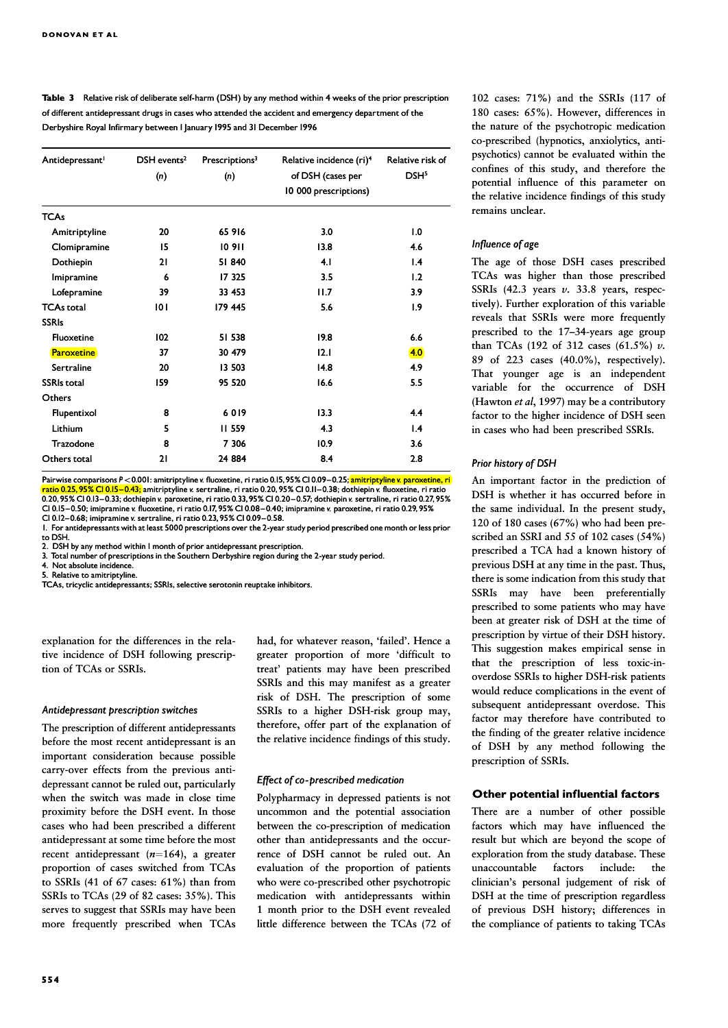**Table 3** Relative risk of deliberate self-harm (DSH) by any method within 4 weeks of the prior prescription of different antidepressant drugs in cases who attended the accident and emergency department of the Derbyshire Royal Infirmary between 1 January 1995 and 31 December 1996

| Antidepressant[1] | DSH events[2] (n) | Prescriptions[3] (n) | Relative incidence (ri)[4] of DSH (cases per 10 000 prescriptions) | Relative risk of DSH[5] |
|---|---|---|---|---|
| **TCAs** | | | | |
| Amitriptyline | 20 | 65 916 | 3.0 | 1.0 |
| Clomipramine | 15 | 10 911 | 13.8 | 4.6 |
| Dothiepin | 21 | 51 840 | 4.1 | 1.4 |
| Imipramine | 6 | 17 325 | 3.5 | 1.2 |
| Lofepramine | 39 | 33 453 | 11.7 | 3.9 |
| **TCAs total** | 101 | 179 445 | 5.6 | 1.9 |
| **SSRIs** | | | | |
| Fluoxetine | 102 | 51 538 | 19.8 | 6.6 |
| Paroxetine | 37 | 30 479 | 12.1 | 4.0 |
| Sertraline | 20 | 13 503 | 14.8 | 4.9 |
| **SSRIs total** | 159 | 95 520 | 16.6 | 5.5 |
| **Others** | | | | |
| Flupentixol | 8 | 6 019 | 13.3 | 4.4 |
| Lithium | 5 | 11 559 | 4.3 | 1.4 |
| Trazodone | 8 | 7 306 | 10.9 | 3.6 |
| **Others total** | 21 | 24 884 | 8.4 | 2.8 |

Pairwise comparisons $P<0.001$: amitriptyline v. fluoxetine, ri ratio 0.15, 95% CI 0.09–0.25; amitriptyline v. paroxetine, ri ratio 0.25, 95% CI 0.15–0.43; amitriptyline v. sertraline, ri ratio 0.20, 95% CI 0.11–0.38; dothiepin v. fluoxetine, ri ratio 0.20, 95% CI 0.13–0.33; dothiepin v. paroxetine, ri ratio 0.33, 95% CI 0.20–0.57; dothiepin v. sertraline, ri ratio 0.27, 95% CI 0.15–0.50; imipramine v. fluoxetine, ri ratio 0.17, 95% CI 0.08–0.40; imipramine v. paroxetine, ri ratio 0.29, 95% CI 0.12–0.68; imipramine v. sertraline, ri ratio 0.23, 95% CI 0.09–0.58.

1. For antidepressants with at least 5000 prescriptions over the 2-year study period prescribed one month or less prior to DSH.
2. DSH by any method within 1 month of prior antidepressant prescription.
3. Total number of prescriptions in the Southern Derbyshire region during the 2-year study period.
4. Not absolute incidence.
5. Relative to amitriptyline.

TCAs, tricyclic antidepressants; SSRIs, selective serotonin reuptake inhibitors.

explanation for the differences in the relative incidence of DSH following prescription of TCAs or SSRIs.

### *Antidepressant prescription switches*

The prescription of different antidepressants before the most recent antidepressant is an important consideration because possible carry-over effects from the previous antidepressant cannot be ruled out, particularly when the switch was made in close time proximity before the DSH event. In those cases who had been prescribed a different antidepressant at some time before the most recent antidepressant ($n=164$), a greater proportion of cases switched from TCAs to SSRIs (41 of 67 cases: 61%) than from SSRIs to TCAs (29 of 82 cases: 35%). This serves to suggest that SSRIs may have been more frequently prescribed when TCAs had, for whatever reason, 'failed'. Hence a greater proportion of more 'difficult to treat' patients may have been prescribed SSRIs and this may manifest as a greater risk of DSH. The prescription of some SSRIs to a higher DSH-risk group may, therefore, offer part of the explanation of the relative incidence findings of this study.

### *Effect of co-prescribed medication*

Polypharmacy in depressed patients is not uncommon and the potential association between the co-prescription of medication other than antidepressants and the occurrence of DSH cannot be ruled out. An evaluation of the proportion of patients who were co-prescribed other psychotropic medication with antidepressants within 1 month prior to the DSH event revealed little difference between the TCAs (72 of 102 cases: 71%) and the SSRIs (117 of 180 cases: 65%). However, differences in the nature of the psychotropic medication co-prescribed (hypnotics, anxiolytics, antipsychotics) cannot be evaluated within the confines of this study, and therefore the potential influence of this parameter on the relative incidence findings of this study remains unclear.

### *Influence of age*

The age of those DSH cases prescribed TCAs was higher than those prescribed SSRIs (42.3 years *v.* 33.8 years, respectively). Further exploration of this variable reveals that SSRIs were more frequently prescribed to the 17–34-years age group than TCAs (192 of 312 cases (61.5%) *v.* 89 of 223 cases (40.0%), respectively). That younger age is an independent variable for the occurrence of DSH (Hawton *et al*, 1997) may be a contributory factor to the higher incidence of DSH seen in cases who had been prescribed SSRIs.

### *Prior history of DSH*

An important factor in the prediction of DSH is whether it has occurred before in the same individual. In the present study, 120 of 180 cases (67%) who had been prescribed an SSRI and 55 of 102 cases (54%) prescribed a TCA had a known history of previous DSH at any time in the past. Thus, there is some indication from this study that SSRIs may have been preferentially prescribed to some patients who may have been at greater risk of DSH at the time of prescription by virtue of their DSH history. This suggestion makes empirical sense in that the prescription of less toxic-in-overdose SSRIs to higher DSH-risk patients would reduce complications in the event of subsequent antidepressant overdose. This factor may therefore have contributed to the finding of the greater relative incidence of DSH by any method following the prescription of SSRIs.

## Other potential influential factors

There are a number of other possible factors which may have influenced the result but which are beyond the scope of exploration from the study database. These unaccountable factors include: the clinician's personal judgement of risk of DSH at the time of prescription regardless of previous DSH history; differences in the compliance of patients to taking TCAs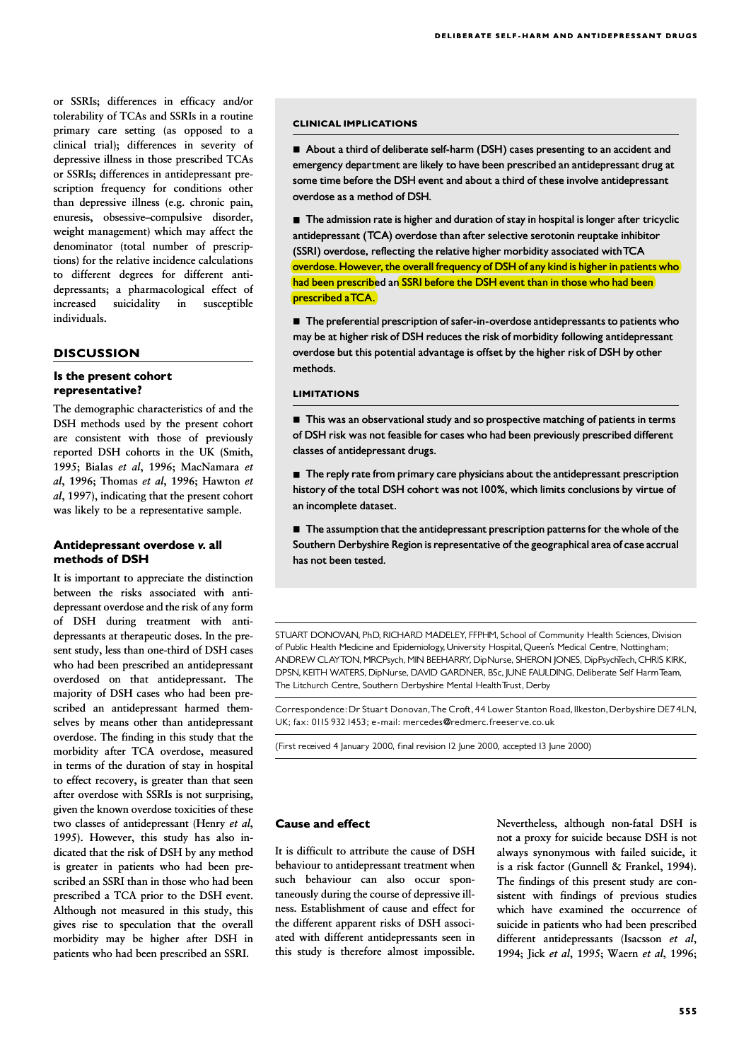or SSRIs; differences in efficacy and/or tolerability of TCAs and SSRIs in a routine primary care setting (as opposed to a clinical trial); differences in severity of depressive illness in those prescribed TCAs or SSRIs; differences in antidepressant prescription frequency for conditions other than depressive illness (e.g. chronic pain, enuresis, obsessive–compulsive disorder, weight management) which may affect the denominator (total number of prescriptions) for the relative incidence calculations to different degrees for different antidepressants; a pharmacological effect of increased suicidality in susceptible individuals.

## DISCUSSION

### Is the present cohort representative?

The demographic characteristics of and the DSH methods used by the present cohort are consistent with those of previously reported DSH cohorts in the UK (Smith, 1995; Bialas *et al*, 1996; MacNamara *et al*, 1996; Thomas *et al*, 1996; Hawton *et al*, 1997), indicating that the present cohort was likely to be a representative sample.

### Antidepressant overdose *v.* all methods of DSH

It is important to appreciate the distinction between the risks associated with antidepressant overdose and the risk of any form of DSH during treatment with antidepressants at therapeutic doses. In the present study, less than one-third of DSH cases who had been prescribed an antidepressant overdosed on that antidepressant. The majority of DSH cases who had been prescribed an antidepressant harmed themselves by means other than antidepressant overdose. The finding in this study that the morbidity after TCA overdose, measured in terms of the duration of stay in hospital to effect recovery, is greater than that seen after overdose with SSRIs is not surprising, given the known overdose toxicities of these two classes of antidepressant (Henry *et al*, 1995). However, this study has also indicated that the risk of DSH by any method is greater in patients who had been prescribed an SSRI than in those who had been prescribed a TCA prior to the DSH event. Although not measured in this study, this gives rise to speculation that the overall morbidity may be higher after DSH in patients who had been prescribed an SSRI.

### CLINICAL IMPLICATIONS

- About a third of deliberate self-harm (DSH) cases presenting to an accident and emergency department are likely to have been prescribed an antidepressant drug at some time before the DSH event and about a third of these involve antidepressant overdose as a method of DSH.
- The admission rate is higher and duration of stay in hospital is longer after tricyclic antidepressant (TCA) overdose than after selective serotonin reuptake inhibitor (SSRI) overdose, reflecting the relative higher morbidity associated with TCA overdose. However, the overall frequency of DSH of any kind is higher in patients who had been prescribed an SSRI before the DSH event than in those who had been prescribed a TCA.
- The preferential prescription of safer-in-overdose antidepressants to patients who may be at higher risk of DSH reduces the risk of morbidity following antidepressant overdose but this potential advantage is offset by the higher risk of DSH by other methods.

### LIMITATIONS

- This was an observational study and so prospective matching of patients in terms of DSH risk was not feasible for cases who had been previously prescribed different classes of antidepressant drugs.
- The reply rate from primary care physicians about the antidepressant prescription history of the total DSH cohort was not 100%, which limits conclusions by virtue of an incomplete dataset.
- The assumption that the antidepressant prescription patterns for the whole of the Southern Derbyshire Region is representative of the geographical area of case accrual has not been tested.

STUART DONOVAN, PhD, RICHARD MADELEY, FFPHM, School of Community Health Sciences, Division of Public Health Medicine and Epidemiology, University Hospital, Queen's Medical Centre, Nottingham; ANDREW CLAYTON, MRCPsych, MIN BEEHARRY, DipNurse, SHERON JONES, DipPsychTech, CHRIS KIRK, DPSN, KEITH WATERS, DipNurse, DAVID GARDNER, BSc, JUNE FAULDING, Deliberate Self Harm Team, The Litchurch Centre, Southern Derbyshire Mental Health Trust, Derby

Correspondence: Dr Stuart Donovan, The Croft, 44 Lower Stanton Road, Ilkeston, Derbyshire DE7 4LN, UK; fax: 0115 932 1453; e-mail: mercedes@redmerc.freeserve.co.uk

(First received 4 January 2000, final revision 12 June 2000, accepted 13 June 2000)

### Cause and effect

It is difficult to attribute the cause of DSH behaviour to antidepressant treatment when such behaviour can also occur spontaneously during the course of depressive illness. Establishment of cause and effect for the different apparent risks of DSH associated with different antidepressants seen in this study is therefore almost impossible. Nevertheless, although non-fatal DSH is not a proxy for suicide because DSH is not always synonymous with failed suicide, it is a risk factor (Gunnell & Frankel, 1994). The findings of this present study are consistent with findings of previous studies which have examined the occurrence of suicide in patients who had been prescribed different antidepressants (Isacsson *et al*, 1994; Jick *et al*, 1995; Waern *et al*, 1996;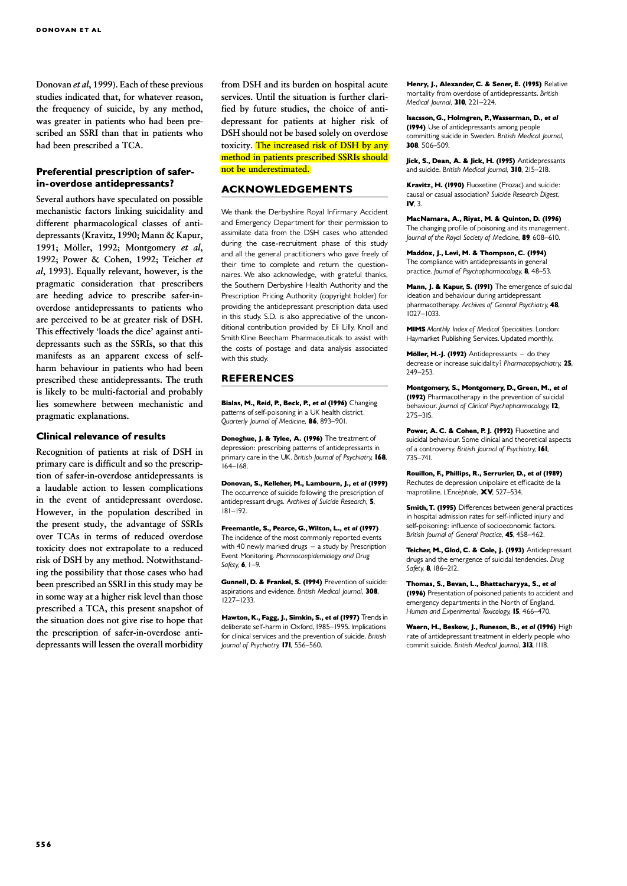Donovan *et al*, 1999). Each of these previous studies indicated that, for whatever reason, the frequency of suicide, by any method, was greater in patients who had been prescribed an SSRI than that in patients who had been prescribed a TCA.

### Preferential prescription of safer-in-overdose antidepressants?

Several authors have speculated on possible mechanistic factors linking suicidality and different pharmacological classes of antidepressants (Kravitz, 1990; Mann & Kapur, 1991; Möller, 1992; Montgomery *et al*, 1992; Power & Cohen, 1992; Teicher *et al*, 1993). Equally relevant, however, is the pragmatic consideration that prescribers are heeding advice to prescribe safer-in-overdose antidepressants to patients who are perceived to be at greater risk of DSH. This effectively 'loads the dice' against antidepressants such as the SSRIs, so that this manifests as an apparent excess of self-harm behaviour in patients who had been prescribed these antidepressants. The truth is likely to be multi-factorial and probably lies somewhere between mechanistic and pragmatic explanations.

### Clinical relevance of results

Recognition of patients at risk of DSH in primary care is difficult and so the prescription of safer-in-overdose antidepressants is a laudable action to lessen complications in the event of antidepressant overdose. However, in the population described in the present study, the advantage of SSRIs over TCAs in terms of reduced overdose toxicity does not extrapolate to a reduced risk of DSH by any method. Notwithstanding the possibility that those cases who had been prescribed an SSRI in this study may be in some way at a higher risk level than those prescribed a TCA, this present snapshot of the situation does not give rise to hope that the prescription of safer-in-overdose antidepressants will lessen the overall morbidity from DSH and its burden on hospital acute services. Until the situation is further clarified by future studies, the choice of antidepressant for patients at higher risk of DSH should not be based solely on overdose toxicity. The increased risk of DSH by any method in patients prescribed SSRIs should not be underestimated.

## ACKNOWLEDGEMENTS

We thank the Derbyshire Royal Infirmary Accident and Emergency Department for their permission to assimilate data from the DSH cases who attended during the case-recruitment phase of this study and all the general practitioners who gave freely of their time to complete and return the questionnaires. We also acknowledge, with grateful thanks, the Southern Derbyshire Health Authority and the Prescription Pricing Authority (copyright holder) for providing the antidepressant prescription data used in this study. S.D. is also appreciative of the unconditional contribution provided by Eli Lilly, Knoll and SmithKline Beecham Pharmaceuticals to assist with the costs of postage and data analysis associated with this study.

## REFERENCES

**Bialas, M., Reid, P., Beck, P., *et al* (1996)** Changing patterns of self-poisoning in a UK health district. *Quarterly Journal of Medicine*, **86**, 893–901.

**Donoghue, J. & Tylee, A. (1996)** The treatment of depression: prescribing patterns of antidepressants in primary care in the UK. *British Journal of Psychiatry*, **168**, 164–168.

**Donovan, S., Kelleher, M., Lambourn, J., *et al* (1999)** The occurrence of suicide following the prescription of antidepressant drugs. *Archives of Suicide Research*, **5**, 181–192.

**Freemantle, S., Pearce, G., Wilton, L., *et al* (1997)** The incidence of the most commonly reported events with 40 newly marked drugs – a study by Prescription Event Monitoring. *Pharmacoepidemiology and Drug Safety*, **6**, 1–9.

**Gunnell, D. & Frankel, S. (1994)** Prevention of suicide: aspirations and evidence. *British Medical Journal*, **308**, 1227–1233.

**Hawton, K., Fagg, J., Simkin, S., *et al* (1997)** Trends in deliberate self-harm in Oxford, 1985–1995. Implications for clinical services and the prevention of suicide. *British Journal of Psychiatry*, **171**, 556–560.

**Henry, J., Alexander, C. & Sener, E. (1995)** Relative mortality from overdose of antidepressants. *British Medical Journal*, **310**, 221–224.

**Isacsson, G., Holmgren, P., Wasserman, D., *et al* (1994)** Use of antidepressants among people committing suicide in Sweden. *British Medical Journal*, **308**, 506–509.

**Jick, S., Dean, A. & Jick, H. (1995)** Antidepressants and suicide. *British Medical Journal*, **310**, 215–218.

**Kravitz, H. (1990)** Fluoxetine (Prozac) and suicide: causal or casual association? *Suicide Research Digest*, **IV**, 3.

**MacNamara, A., Riyat, M. & Quinton, D. (1996)** The changing profile of poisoning and its management. *Journal of the Royal Society of Medicine*, **89**, 608–610.

**Maddox, J., Levi, M. & Thompson, C. (1994)** The compliance with antidepressants in general practice. *Journal of Psychopharmacology*, **8**, 48–53.

**Mann, J. & Kapur, S. (1991)** The emergence of suicidal ideation and behaviour during antidepressant pharmacotherapy. *Archives of General Psychiatry*, **48**, 1027–1033.

**MIMS** *Monthly Index of Medical Specialities*. London: Haymarket Publishing Services. Updated monthly.

**Möller, H.-J. (1992)** Antidepressants – do they decrease or increase suicidality? *Pharmacopsychiatry*, **25**, 249–253.

**Montgomery, S., Montgomery, D., Green, M., *et al* (1992)** Pharmacotherapy in the prevention of suicidal behaviour. *Journal of Clinical Psychopharmacology*, **12**, 27S–31S.

**Power, A. C. & Cohen, P. J. (1992)** Fluoxetine and suicidal behaviour. Some clinical and theoretical aspects of a controversy. *British Journal of Psychiatry*, **161**, 735–741.

**Rouillon, F., Phillips, R., Serrurier, D., *et al* (1989)** Rechutes de depression unipolaire et efficacité de la maprotiline. *L'Encéphale*, **XV**, 527–534.

**Smith, T. (1995)** Differences between general practices in hospital admission rates for self-inflicted injury and self-poisoning: influence of socioeconomic factors. *British Journal of General Practice*, **45**, 458–462.

**Teicher, M., Glod, C. & Cole, J. (1993)** Antidepressant drugs and the emergence of suicidal tendencies. *Drug Safety*, **8**, 186–212.

**Thomas, S., Bevan, L., Bhattacharyya, S., *et al* (1996)** Presentation of poisoned patients to accident and emergency departments in the North of England. *Human and Experimental Toxicology*, **15**, 466–470.

**Waern, H., Beskow, J., Runeson, B., *et al* (1996)** High rate of antidepressant treatment in elderly people who commit suicide. *British Medical Journal*, **313**, 1118.